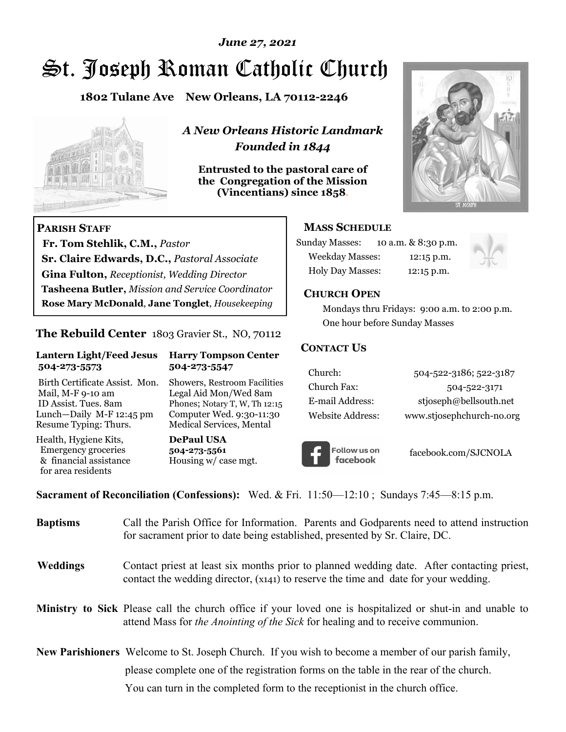*June 27, 2021*

# St. Joseph Roman Catholic Church

**1802 Tulane Ave New Orleans, LA 70112-2246**

***A New Orleans Historic Landmark***
***Founded in 1844***

**Entrusted to the pastoral care of the Congregation of the Mission (Vincentians) since 1858.**

## PARISH STAFF

**Fr. Tom Stehlik, C.M.,** *Pastor*
**Sr. Claire Edwards, D.C.,** *Pastoral Associate*
**Gina Fulton,** *Receptionist, Wedding Director*
**Tasheena Butler,** *Mission and Service Coordinator*
**Rose Mary McDonald**, **Jane Tonglet**, *Housekeeping*

## The Rebuild Center 1803 Gravier St., NO, 70112

**Lantern Light/Feed Jesus 504-273-5573**

Birth Certificate Assist. Mon.
Mail, M-F 9-10 am
ID Assist. Tues. 8am
Lunch—Daily M-F 12:45 pm
Resume Typing: Thurs.

Health, Hygiene Kits, Emergency groceries & financial assistance for area residents

**Harry Tompson Center 504-273-5547**

Showers, Restroom Facilities
Legal Aid Mon/Wed 8am
Phones; Notary T, W, Th 12:15
Computer Wed. 9:30-11:30
Medical Services, Mental

**DePaul USA 504-273-5561**
Housing w/ case mgt.

## MASS SCHEDULE

| | |
|---|---|
| Sunday Masses: | 10 a.m. & 8:30 p.m. |
| Weekday Masses: | 12:15 p.m. |
| Holy Day Masses: | 12:15 p.m. |

## CHURCH OPEN

Mondays thru Fridays: 9:00 a.m. to 2:00 p.m.
One hour before Sunday Masses

## CONTACT US

| | |
|---|---|
| Church: | 504-522-3186; 522-3187 |
| Church Fax: | 504-522-3171 |
| E-mail Address: | stjoseph@bellsouth.net |
| Website Address: | www.stjosephchurch-no.org |

Follow us on facebook — facebook.com/SJCNOLA

**Sacrament of Reconciliation (Confessions):** Wed. & Fri. 11:50—12:10 ; Sundays 7:45—8:15 p.m.

**Baptisms** Call the Parish Office for Information. Parents and Godparents need to attend instruction for sacrament prior to date being established, presented by Sr. Claire, DC.

**Weddings** Contact priest at least six months prior to planned wedding date. After contacting priest, contact the wedding director, (x141) to reserve the time and date for your wedding.

**Ministry to Sick** Please call the church office if your loved one is hospitalized or shut-in and unable to attend Mass for *the Anointing of the Sick* for healing and to receive communion.

**New Parishioners** Welcome to St. Joseph Church. If you wish to become a member of our parish family, please complete one of the registration forms on the table in the rear of the church. You can turn in the completed form to the receptionist in the church office.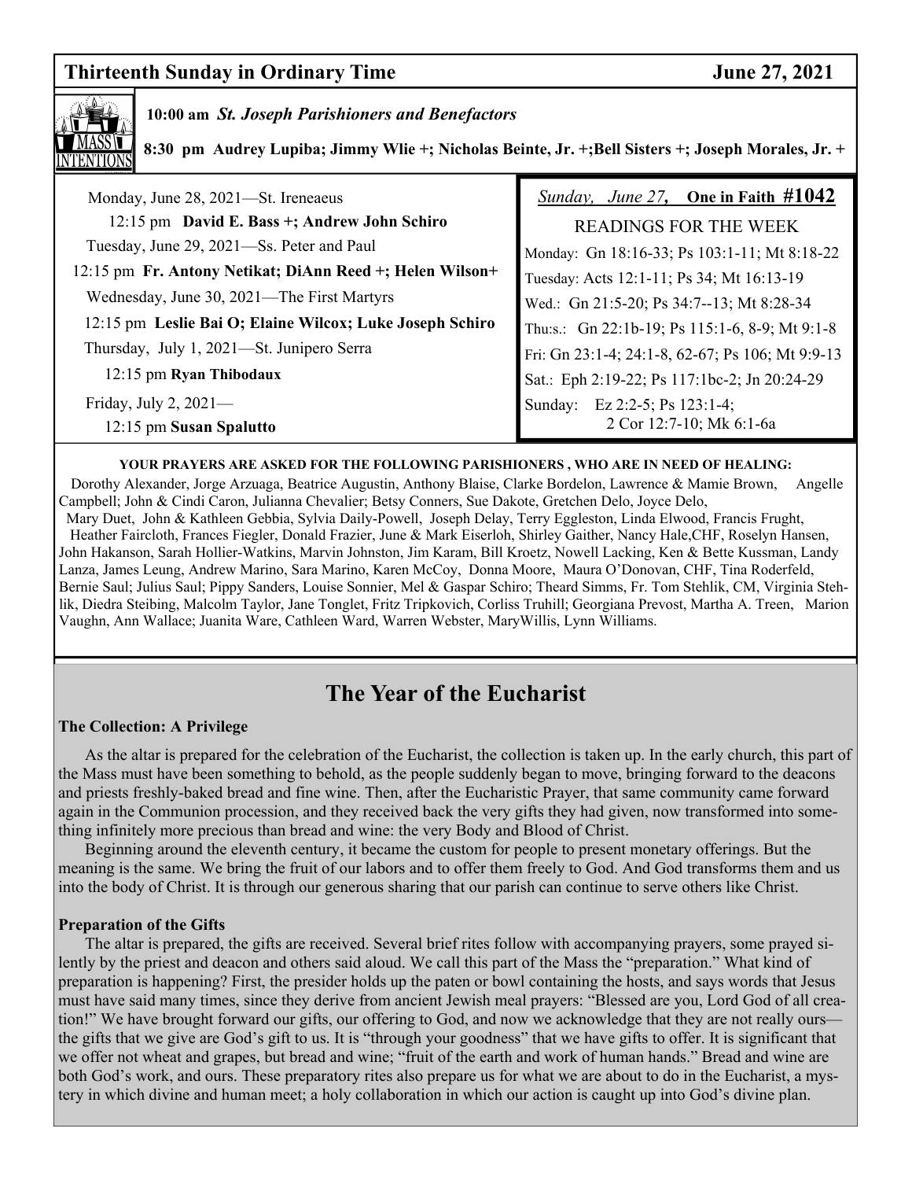## Thirteenth Sunday in Ordinary Time — June 27, 2021

**MASS INTENTIONS**

**10:00 am** ***St. Joseph Parishioners and Benefactors***

**8:30 pm Audrey Lupiba; Jimmy Wlie +; Nicholas Beinte, Jr. +;Bell Sisters +; Joseph Morales, Jr. +**

Monday, June 28, 2021—St. Ireneaeus

12:15 pm **David E. Bass +; Andrew John Schiro**

Tuesday, June 29, 2021—Ss. Peter and Paul

12:15 pm **Fr. Antony Netikat; DiAnn Reed +; Helen Wilson+**

Wednesday, June 30, 2021—The First Martyrs

12:15 pm **Leslie Bai O; Elaine Wilcox; Luke Joseph Schiro**

Thursday, July 1, 2021—St. Junipero Serra

12:15 pm **Ryan Thibodaux**

Friday, July 2, 2021—

12:15 pm **Susan Spalutto**

*Sunday, June 27,* **One in Faith #1042**

READINGS FOR THE WEEK

Monday: Gn 18:16-33; Ps 103:1-11; Mt 8:18-22

Tuesday: Acts 12:1-11; Ps 34; Mt 16:13-19

Wed.: Gn 21:5-20; Ps 34:7--13; Mt 8:28-34

Thu:s.: Gn 22:1b-19; Ps 115:1-6, 8-9; Mt 9:1-8

Fri: Gn 23:1-4; 24:1-8, 62-67; Ps 106; Mt 9:9-13

Sat.: Eph 2:19-22; Ps 117:1bc-2; Jn 20:24-29

Sunday: Ez 2:2-5; Ps 123:1-4; 2 Cor 12:7-10; Mk 6:1-6a

**YOUR PRAYERS ARE ASKED FOR THE FOLLOWING PARISHIONERS , WHO ARE IN NEED OF HEALING:**

Dorothy Alexander, Jorge Arzuaga, Beatrice Augustin, Anthony Blaise, Clarke Bordelon, Lawrence & Mamie Brown, Angelle Campbell; John & Cindi Caron, Julianna Chevalier; Betsy Conners, Sue Dakote, Gretchen Delo, Joyce Delo, Mary Duet, John & Kathleen Gebbia, Sylvia Daily-Powell, Joseph Delay, Terry Eggleston, Linda Elwood, Francis Frught, Heather Faircloth, Frances Fiegler, Donald Frazier, June & Mark Eiserloh, Shirley Gaither, Nancy Hale,CHF, Roselyn Hansen, John Hakanson, Sarah Hollier-Watkins, Marvin Johnston, Jim Karam, Bill Kroetz, Nowell Lacking, Ken & Bette Kussman, Landy Lanza, James Leung, Andrew Marino, Sara Marino, Karen McCoy, Donna Moore, Maura O'Donovan, CHF, Tina Roderfeld, Bernie Saul; Julius Saul; Pippy Sanders, Louise Sonnier, Mel & Gaspar Schiro; Theard Simms, Fr. Tom Stehlik, CM, Virginia Stehlik, Diedra Steibing, Malcolm Taylor, Jane Tonglet, Fritz Tripkovich, Corliss Truhill; Georgiana Prevost, Martha A. Treen, Marion Vaughn, Ann Wallace; Juanita Ware, Cathleen Ward, Warren Webster, MaryWillis, Lynn Williams.

# The Year of the Eucharist

**The Collection: A Privilege**

As the altar is prepared for the celebration of the Eucharist, the collection is taken up. In the early church, this part of the Mass must have been something to behold, as the people suddenly began to move, bringing forward to the deacons and priests freshly-baked bread and fine wine. Then, after the Eucharistic Prayer, that same community came forward again in the Communion procession, and they received back the very gifts they had given, now transformed into something infinitely more precious than bread and wine: the very Body and Blood of Christ.

Beginning around the eleventh century, it became the custom for people to present monetary offerings. But the meaning is the same. We bring the fruit of our labors and to offer them freely to God. And God transforms them and us into the body of Christ. It is through our generous sharing that our parish can continue to serve others like Christ.

**Preparation of the Gifts**

The altar is prepared, the gifts are received. Several brief rites follow with accompanying prayers, some prayed silently by the priest and deacon and others said aloud. We call this part of the Mass the "preparation." What kind of preparation is happening? First, the presider holds up the paten or bowl containing the hosts, and says words that Jesus must have said many times, since they derive from ancient Jewish meal prayers: "Blessed are you, Lord God of all creation!" We have brought forward our gifts, our offering to God, and now we acknowledge that they are not really ours—the gifts that we give are God's gift to us. It is "through your goodness" that we have gifts to offer. It is significant that we offer not wheat and grapes, but bread and wine; "fruit of the earth and work of human hands." Bread and wine are both God's work, and ours. These preparatory rites also prepare us for what we are about to do in the Eucharist, a mystery in which divine and human meet; a holy collaboration in which our action is caught up into God's divine plan.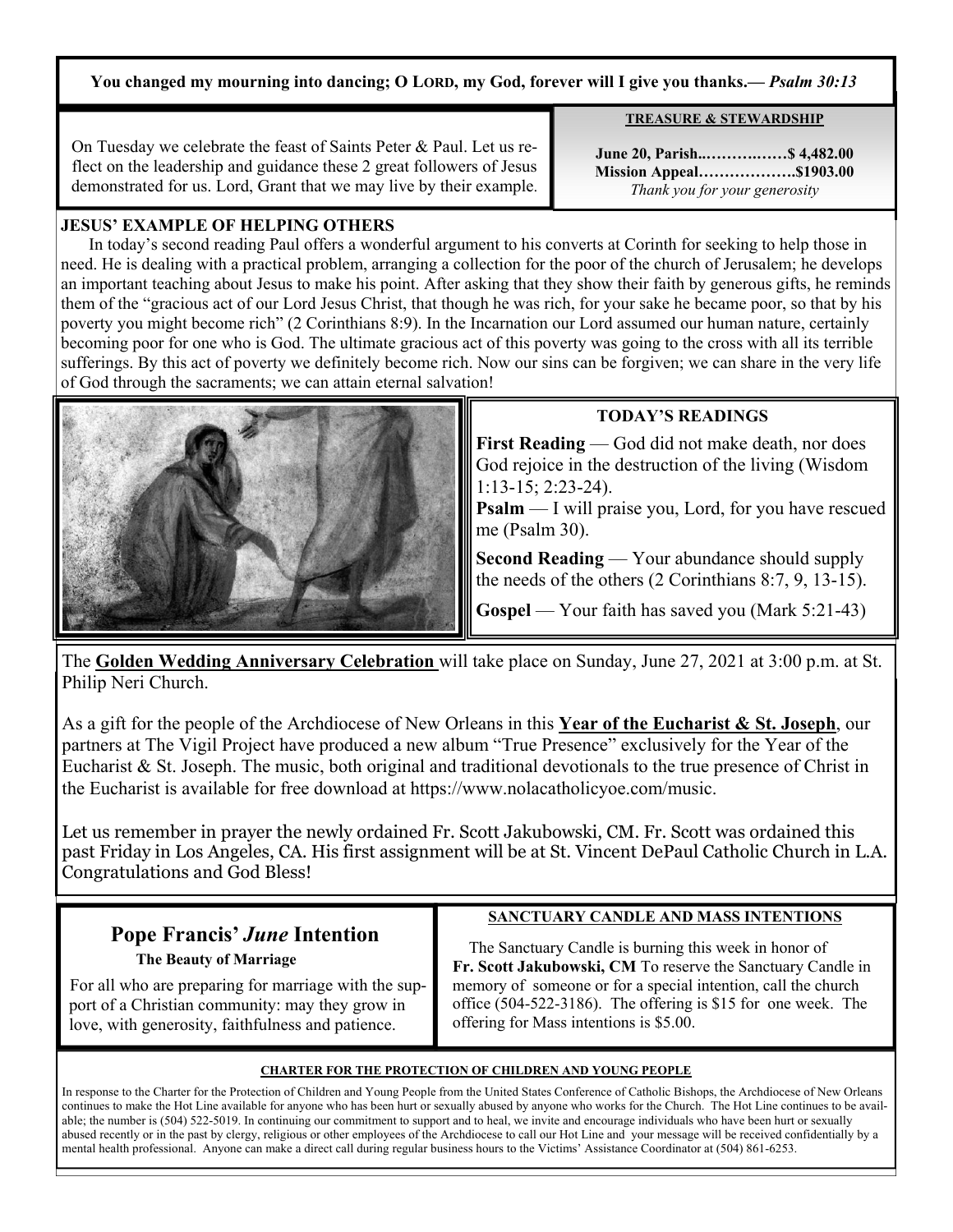**You changed my mourning into dancing; O LORD, my God, forever will I give you thanks.— *Psalm 30:13***

On Tuesday we celebrate the feast of Saints Peter & Paul. Let us reflect on the leadership and guidance these 2 great followers of Jesus demonstrated for us. Lord, Grant that we may live by their example.

**TREASURE & STEWARDSHIP**

**June 20, Parish..……….……$ 4,482.00**
**Mission Appeal……………….$1903.00**
*Thank you for your generosity*

**JESUS' EXAMPLE OF HELPING OTHERS**

In today's second reading Paul offers a wonderful argument to his converts at Corinth for seeking to help those in need. He is dealing with a practical problem, arranging a collection for the poor of the church of Jerusalem; he develops an important teaching about Jesus to make his point. After asking that they show their faith by generous gifts, he reminds them of the "gracious act of our Lord Jesus Christ, that though he was rich, for your sake he became poor, so that by his poverty you might become rich" (2 Corinthians 8:9). In the Incarnation our Lord assumed our human nature, certainly becoming poor for one who is God. The ultimate gracious act of this poverty was going to the cross with all its terrible sufferings. By this act of poverty we definitely become rich. Now our sins can be forgiven; we can share in the very life of God through the sacraments; we can attain eternal salvation!

**TODAY'S READINGS**

**First Reading** — God did not make death, nor does God rejoice in the destruction of the living (Wisdom 1:13-15; 2:23-24).

**Psalm** — I will praise you, Lord, for you have rescued me (Psalm 30).

**Second Reading** — Your abundance should supply the needs of the others (2 Corinthians 8:7, 9, 13-15).

**Gospel** — Your faith has saved you (Mark 5:21-43)

The **Golden Wedding Anniversary Celebration** will take place on Sunday, June 27, 2021 at 3:00 p.m. at St. Philip Neri Church.

As a gift for the people of the Archdiocese of New Orleans in this **Year of the Eucharist & St. Joseph**, our partners at The Vigil Project have produced a new album "True Presence" exclusively for the Year of the Eucharist & St. Joseph. The music, both original and traditional devotionals to the true presence of Christ in the Eucharist is available for free download at https://www.nolacatholicyoe.com/music.

Let us remember in prayer the newly ordained Fr. Scott Jakubowski, CM. Fr. Scott was ordained this past Friday in Los Angeles, CA. His first assignment will be at St. Vincent DePaul Catholic Church in L.A. Congratulations and God Bless!

## Pope Francis' *June* Intention

**The Beauty of Marriage**

For all who are preparing for marriage with the support of a Christian community: may they grow in love, with generosity, faithfulness and patience.

**SANCTUARY CANDLE AND MASS INTENTIONS**

The Sanctuary Candle is burning this week in honor of **Fr. Scott Jakubowski, CM** To reserve the Sanctuary Candle in memory of someone or for a special intention, call the church office (504-522-3186). The offering is $15 for one week. The offering for Mass intentions is $5.00.

**CHARTER FOR THE PROTECTION OF CHILDREN AND YOUNG PEOPLE**

In response to the Charter for the Protection of Children and Young People from the United States Conference of Catholic Bishops, the Archdiocese of New Orleans continues to make the Hot Line available for anyone who has been hurt or sexually abused by anyone who works for the Church. The Hot Line continues to be available; the number is (504) 522-5019. In continuing our commitment to support and to heal, we invite and encourage individuals who have been hurt or sexually abused recently or in the past by clergy, religious or other employees of the Archdiocese to call our Hot Line and your message will be received confidentially by a mental health professional. Anyone can make a direct call during regular business hours to the Victims' Assistance Coordinator at (504) 861-6253.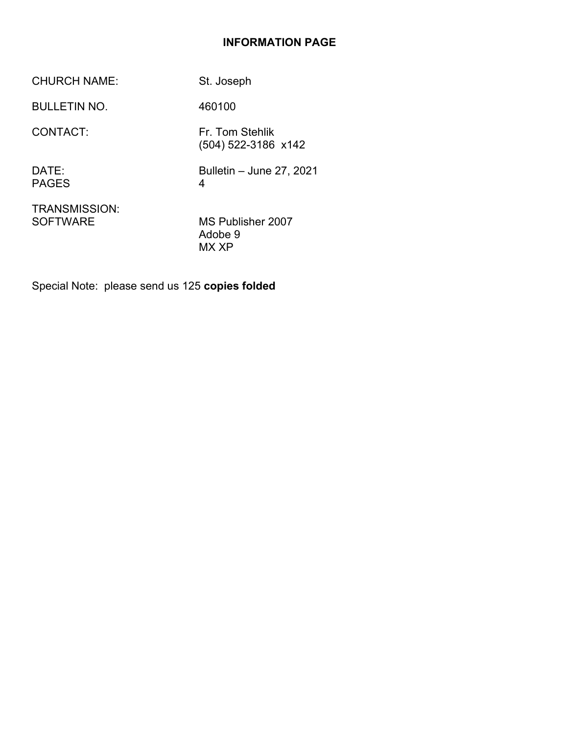# INFORMATION PAGE

| | |
|---|---|
| CHURCH NAME: | St. Joseph |
| BULLETIN NO. | 460100 |
| CONTACT: | Fr. Tom Stehlik<br>(504) 522-3186 x142 |
| DATE: | Bulletin – June 27, 2021 |
| PAGES | 4 |
| TRANSMISSION:<br>SOFTWARE | MS Publisher 2007<br>Adobe 9<br>MX XP |

Special Note: please send us 125 **copies folded**